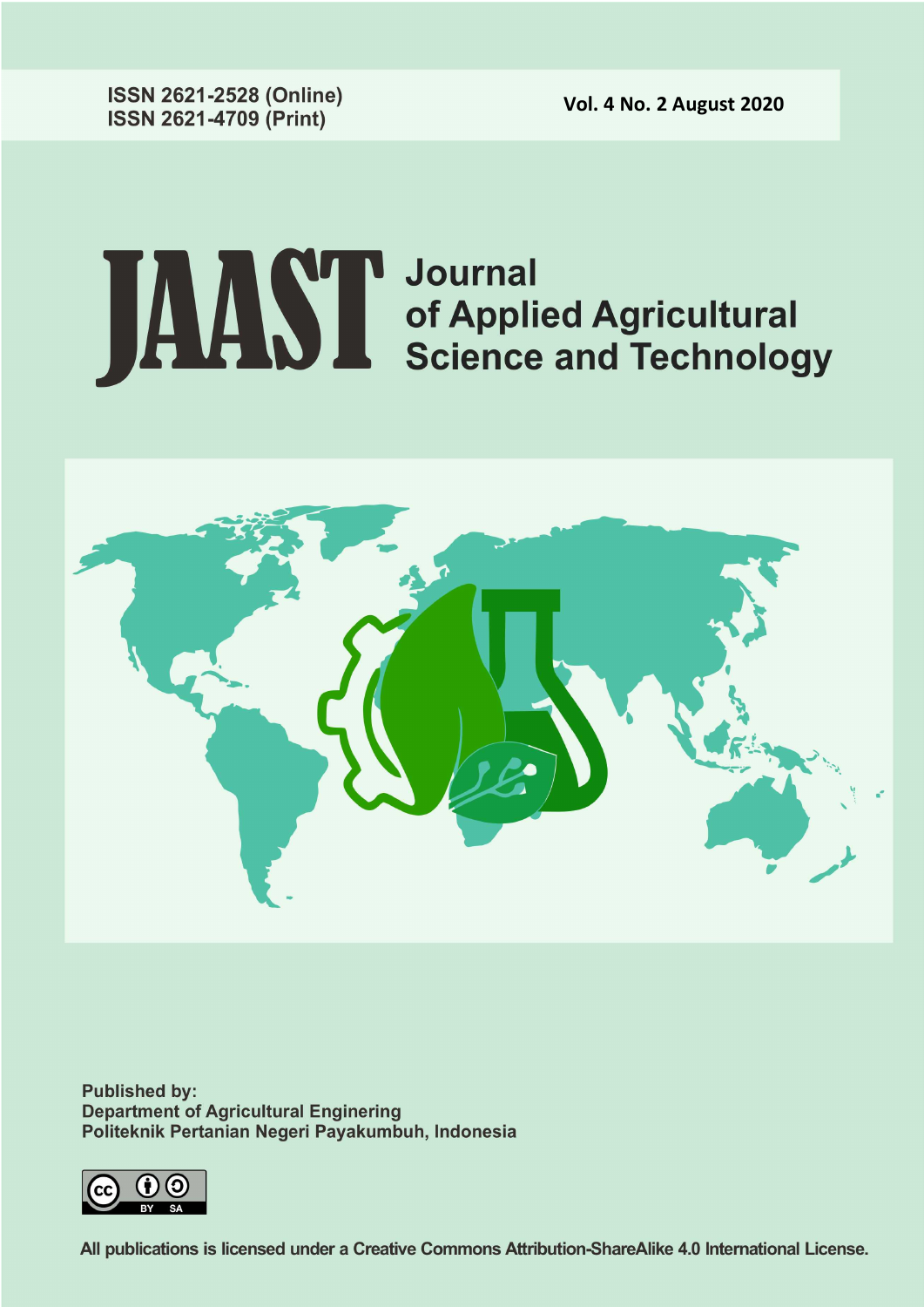ISSN 2621-2528 (Online)
ISSN 2621-4709 (Print)

Vol. 4 No. 2 August 2020

# JAAST Journal of Applied Agricultural Science and Technology

Published by:
Department of Agricultural Enginering
Politeknik Pertanian Negeri Payakumbuh, Indonesia

All publications is licensed under a Creative Commons Attribution-ShareAlike 4.0 International License.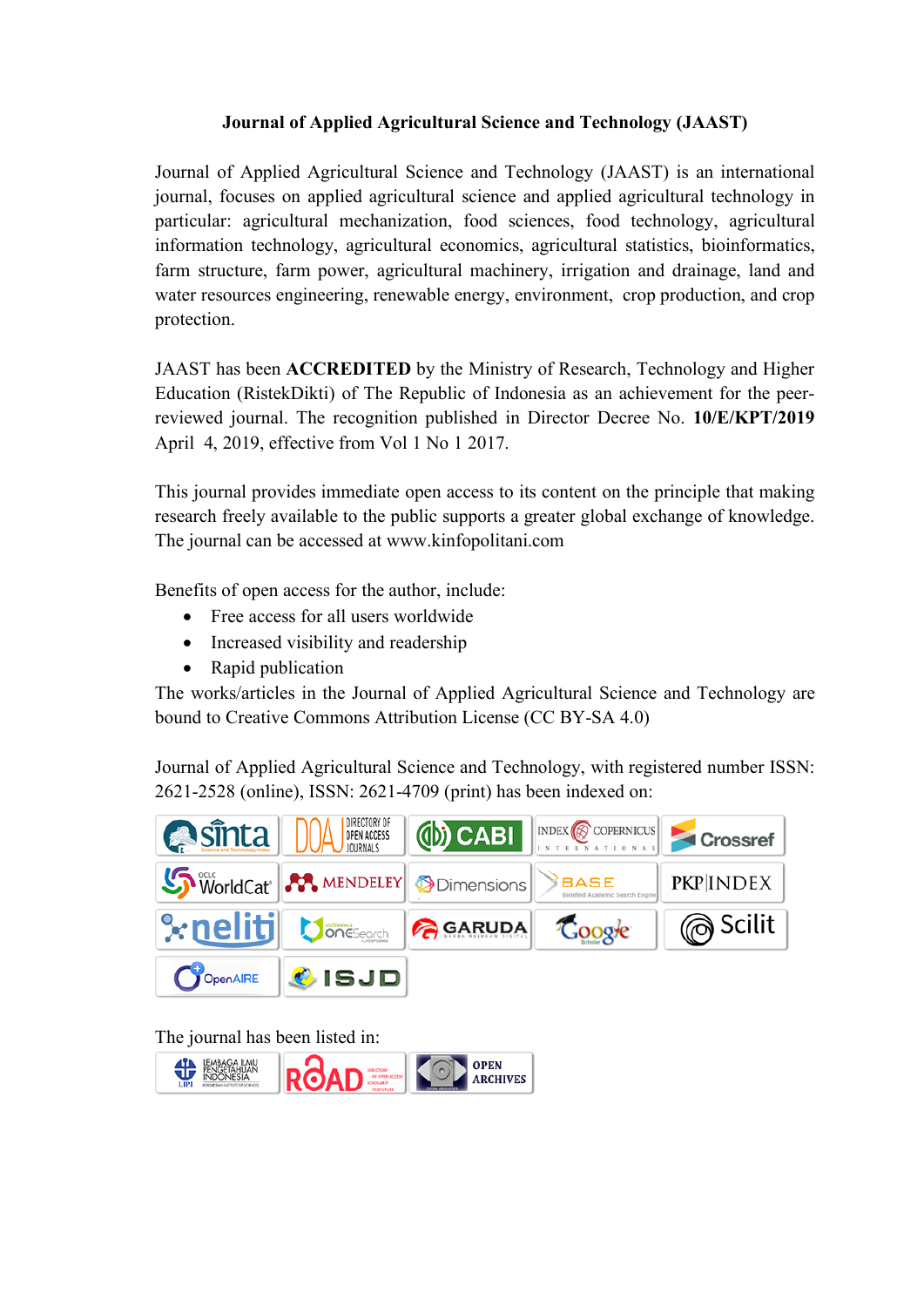**Journal of Applied Agricultural Science and Technology (JAAST)**

Journal of Applied Agricultural Science and Technology (JAAST) is an international journal, focuses on applied agricultural science and applied agricultural technology in particular: agricultural mechanization, food sciences, food technology, agricultural information technology, agricultural economics, agricultural statistics, bioinformatics, farm structure, farm power, agricultural machinery, irrigation and drainage, land and water resources engineering, renewable energy, environment, crop production, and crop protection.

JAAST has been **ACCREDITED** by the Ministry of Research, Technology and Higher Education (RistekDikti) of The Republic of Indonesia as an achievement for the peer-reviewed journal. The recognition published in Director Decree No. **10/E/KPT/2019** April 4, 2019, effective from Vol 1 No 1 2017.

This journal provides immediate open access to its content on the principle that making research freely available to the public supports a greater global exchange of knowledge. The journal can be accessed at www.kinfopolitani.com

Benefits of open access for the author, include:

- Free access for all users worldwide
- Increased visibility and readership
- Rapid publication

The works/articles in the Journal of Applied Agricultural Science and Technology are bound to Creative Commons Attribution License (CC BY-SA 4.0)

Journal of Applied Agricultural Science and Technology, with registered number ISSN: 2621-2528 (online), ISSN: 2621-4709 (print) has been indexed on:

The journal has been listed in: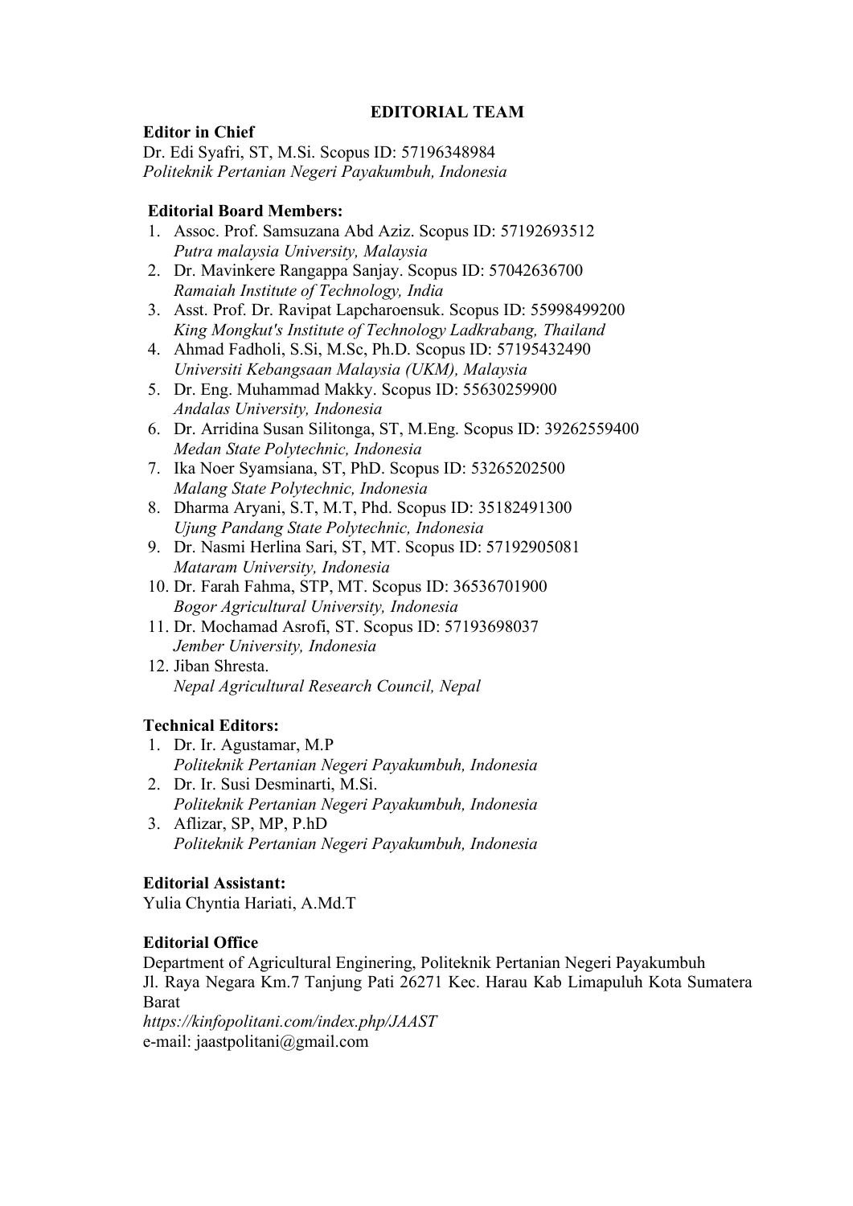# EDITORIAL TEAM

**Editor in Chief**

Dr. Edi Syafri, ST, M.Si. Scopus ID: 57196348984
*Politeknik Pertanian Negeri Payakumbuh, Indonesia*

**Editorial Board Members:**

1. Assoc. Prof. Samsuzana Abd Aziz. Scopus ID: 57192693512
   *Putra malaysia University, Malaysia*
2. Dr. Mavinkere Rangappa Sanjay. Scopus ID: 57042636700
   *Ramaiah Institute of Technology, India*
3. Asst. Prof. Dr. Ravipat Lapcharoensuk. Scopus ID: 55998499200
   *King Mongkut's Institute of Technology Ladkrabang, Thailand*
4. Ahmad Fadholi, S.Si, M.Sc, Ph.D. Scopus ID: 57195432490
   *Universiti Kebangsaan Malaysia (UKM), Malaysia*
5. Dr. Eng. Muhammad Makky. Scopus ID: 55630259900
   *Andalas University, Indonesia*
6. Dr. Arridina Susan Silitonga, ST, M.Eng. Scopus ID: 39262559400
   *Medan State Polytechnic, Indonesia*
7. Ika Noer Syamsiana, ST, PhD. Scopus ID: 53265202500
   *Malang State Polytechnic, Indonesia*
8. Dharma Aryani, S.T, M.T, Phd. Scopus ID: 35182491300
   *Ujung Pandang State Polytechnic, Indonesia*
9. Dr. Nasmi Herlina Sari, ST, MT. Scopus ID: 57192905081
   *Mataram University, Indonesia*
10. Dr. Farah Fahma, STP, MT. Scopus ID: 36536701900
    *Bogor Agricultural University, Indonesia*
11. Dr. Mochamad Asrofi, ST. Scopus ID: 57193698037
    *Jember University, Indonesia*
12. Jiban Shresta.
    *Nepal Agricultural Research Council, Nepal*

**Technical Editors:**

1. Dr. Ir. Agustamar, M.P
   *Politeknik Pertanian Negeri Payakumbuh, Indonesia*
2. Dr. Ir. Susi Desminarti, M.Si.
   *Politeknik Pertanian Negeri Payakumbuh, Indonesia*
3. Aflizar, SP, MP, P.hD
   *Politeknik Pertanian Negeri Payakumbuh, Indonesia*

**Editorial Assistant:**

Yulia Chyntia Hariati, A.Md.T

**Editorial Office**

Department of Agricultural Enginering, Politeknik Pertanian Negeri Payakumbuh
Jl. Raya Negara Km.7 Tanjung Pati 26271 Kec. Harau Kab Limapuluh Kota Sumatera Barat
*https://kinfopolitani.com/index.php/JAAST*
e-mail: jaastpolitani@gmail.com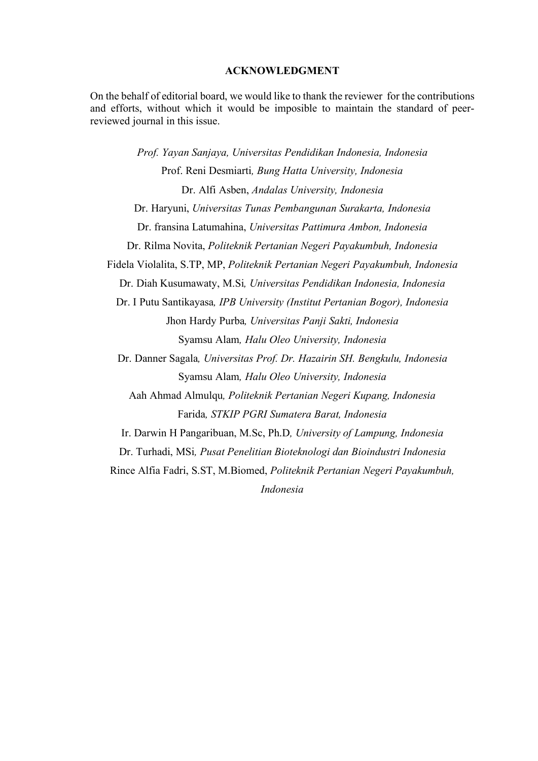## ACKNOWLEDGMENT

On the behalf of editorial board, we would like to thank the reviewer for the contributions and efforts, without which it would be imposible to maintain the standard of peer-reviewed journal in this issue.

*Prof. Yayan Sanjaya, Universitas Pendidikan Indonesia, Indonesia*

Prof. Reni Desmiarti*, Bung Hatta University, Indonesia*

Dr. Alfi Asben, *Andalas University, Indonesia*

Dr. Haryuni, *Universitas Tunas Pembangunan Surakarta, Indonesia*

Dr. fransina Latumahina, *Universitas Pattimura Ambon, Indonesia*

Dr. Rilma Novita, *Politeknik Pertanian Negeri Payakumbuh, Indonesia*

Fidela Violalita, S.TP, MP, *Politeknik Pertanian Negeri Payakumbuh, Indonesia*

Dr. Diah Kusumawaty, M.Si*, Universitas Pendidikan Indonesia, Indonesia*

Dr. I Putu Santikayasa*, IPB University (Institut Pertanian Bogor), Indonesia*

Jhon Hardy Purba*, Universitas Panji Sakti, Indonesia*

Syamsu Alam*, Halu Oleo University, Indonesia*

Dr. Danner Sagala*, Universitas Prof. Dr. Hazairin SH. Bengkulu, Indonesia*

Syamsu Alam*, Halu Oleo University, Indonesia*

Aah Ahmad Almulqu*, Politeknik Pertanian Negeri Kupang, Indonesia*

Farida*, STKIP PGRI Sumatera Barat, Indonesia*

Ir. Darwin H Pangaribuan, M.Sc, Ph.D*, University of Lampung, Indonesia*

Dr. Turhadi, MSi*, Pusat Penelitian Bioteknologi dan Bioindustri Indonesia*

Rince Alfia Fadri, S.ST, M.Biomed, *Politeknik Pertanian Negeri Payakumbuh, Indonesia*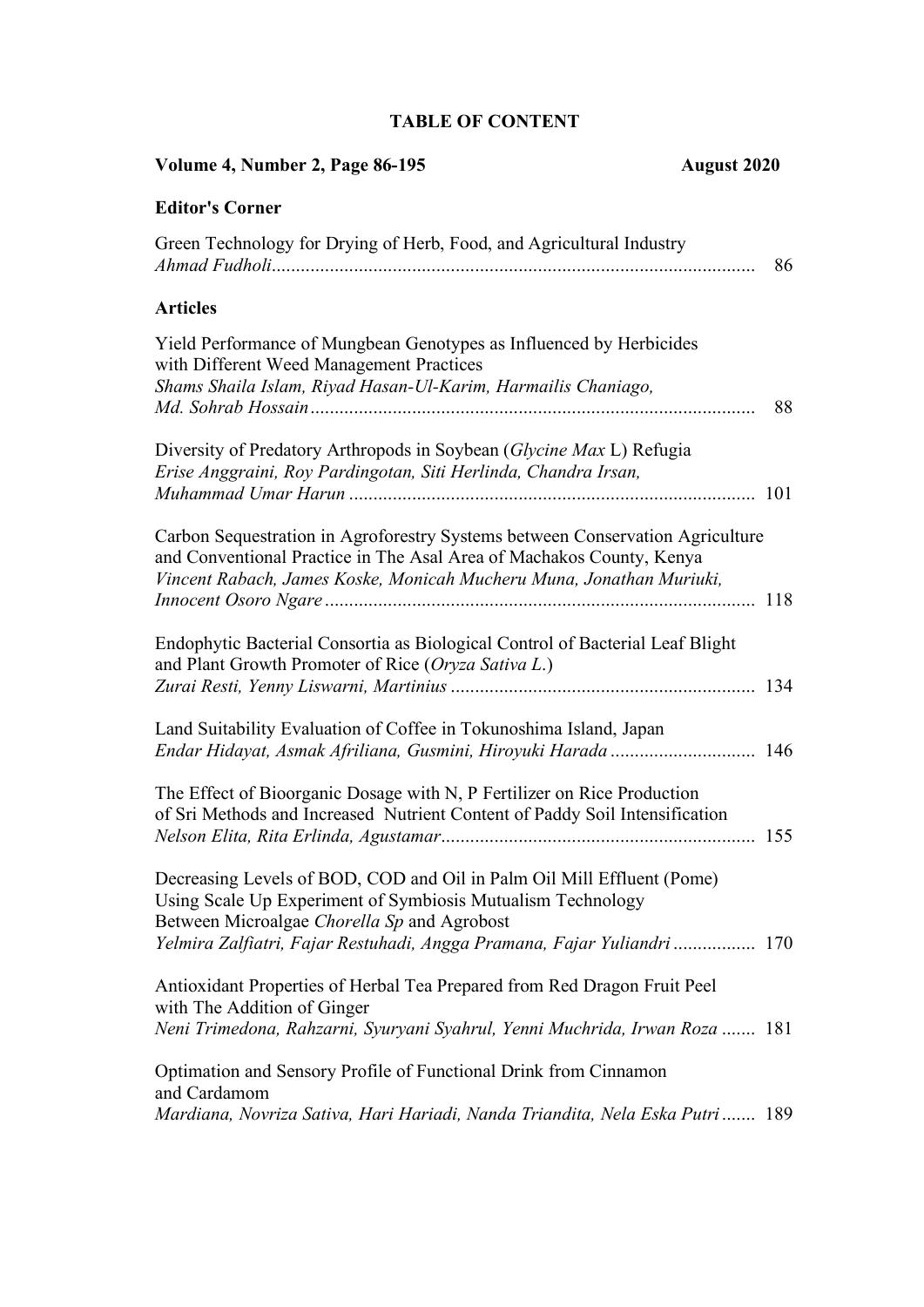# TABLE OF CONTENT

**Volume 4, Number 2, Page 86-195** **August 2020**

## Editor's Corner

Green Technology for Drying of Herb, Food, and Agricultural Industry
*Ahmad Fudholi* .......... 86

## Articles

Yield Performance of Mungbean Genotypes as Influenced by Herbicides with Different Weed Management Practices
*Shams Shaila Islam, Riyad Hasan-Ul-Karim, Harmailis Chaniago, Md. Sohrab Hossain* .......... 88

Diversity of Predatory Arthropods in Soybean (*Glycine Max* L) Refugia
*Erise Anggraini, Roy Pardingotan, Siti Herlinda, Chandra Irsan, Muhammad Umar Harun* .......... 101

Carbon Sequestration in Agroforestry Systems between Conservation Agriculture and Conventional Practice in The Asal Area of Machakos County, Kenya
*Vincent Rabach, James Koske, Monicah Mucheru Muna, Jonathan Muriuki, Innocent Osoro Ngare* .......... 118

Endophytic Bacterial Consortia as Biological Control of Bacterial Leaf Blight and Plant Growth Promoter of Rice (*Oryza Sativa L.*)
*Zurai Resti, Yenny Liswarni, Martinius* .......... 134

Land Suitability Evaluation of Coffee in Tokunoshima Island, Japan
*Endar Hidayat, Asmak Afriliana, Gusmini, Hiroyuki Harada* .......... 146

The Effect of Bioorganic Dosage with N, P Fertilizer on Rice Production of Sri Methods and Increased Nutrient Content of Paddy Soil Intensification
*Nelson Elita, Rita Erlinda, Agustamar* .......... 155

Decreasing Levels of BOD, COD and Oil in Palm Oil Mill Effluent (Pome) Using Scale Up Experiment of Symbiosis Mutualism Technology Between Microalgae *Chorella Sp* and Agrobost
*Yelmira Zalfiatri, Fajar Restuhadi, Angga Pramana, Fajar Yuliandri* .......... 170

Antioxidant Properties of Herbal Tea Prepared from Red Dragon Fruit Peel with The Addition of Ginger
*Neni Trimedona, Rahzarni, Syuryani Syahrul, Yenni Muchrida, Irwan Roza* .......... 181

Optimation and Sensory Profile of Functional Drink from Cinnamon and Cardamom
*Mardiana, Novriza Sativa, Hari Hariadi, Nanda Triandita, Nela Eska Putri* .......... 189